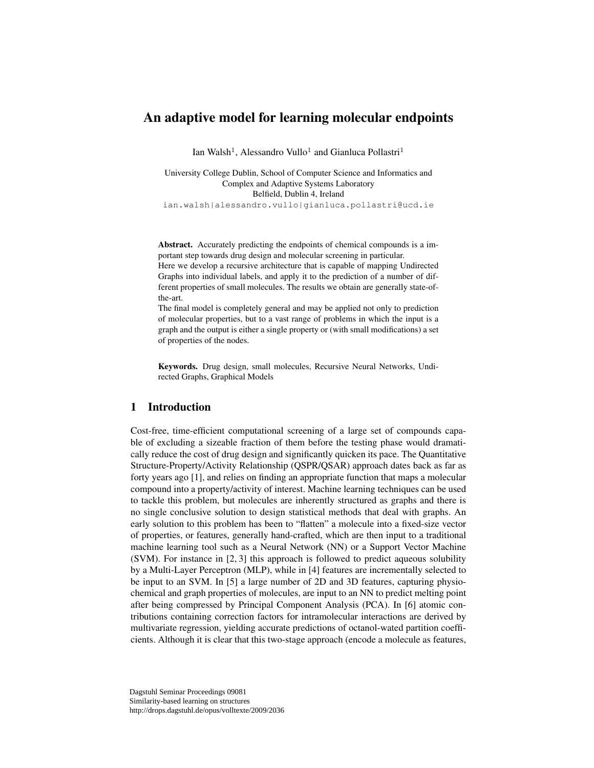# An adaptive model for learning molecular endpoints

Ian Walsh[1], Alessandro Vullo[1] and Gianluca Pollastri[1]

University College Dublin, School of Computer Science and Informatics and Complex and Adaptive Systems Laboratory
Belfield, Dublin 4, Ireland
ian.walsh|alessandro.vullo|gianluca.pollastri@ucd.ie

**Abstract.** Accurately predicting the endpoints of chemical compounds is a important step towards drug design and molecular screening in particular.
Here we develop a recursive architecture that is capable of mapping Undirected Graphs into individual labels, and apply it to the prediction of a number of different properties of small molecules. The results we obtain are generally state-of-the-art.
The final model is completely general and may be applied not only to prediction of molecular properties, but to a vast range of problems in which the input is a graph and the output is either a single property or (with small modifications) a set of properties of the nodes.

**Keywords.** Drug design, small molecules, Recursive Neural Networks, Undirected Graphs, Graphical Models

## 1 Introduction

Cost-free, time-efficient computational screening of a large set of compounds capable of excluding a sizeable fraction of them before the testing phase would dramatically reduce the cost of drug design and significantly quicken its pace. The Quantitative Structure-Property/Activity Relationship (QSPR/QSAR) approach dates back as far as forty years ago [1], and relies on finding an appropriate function that maps a molecular compound into a property/activity of interest. Machine learning techniques can be used to tackle this problem, but molecules are inherently structured as graphs and there is no single conclusive solution to design statistical methods that deal with graphs. An early solution to this problem has been to "flatten" a molecule into a fixed-size vector of properties, or features, generally hand-crafted, which are then input to a traditional machine learning tool such as a Neural Network (NN) or a Support Vector Machine (SVM). For instance in [2, 3] this approach is followed to predict aqueous solubility by a Multi-Layer Perceptron (MLP), while in [4] features are incrementally selected to be input to an SVM. In [5] a large number of 2D and 3D features, capturing physiochemical and graph properties of molecules, are input to an NN to predict melting point after being compressed by Principal Component Analysis (PCA). In [6] atomic contributions containing correction factors for intramolecular interactions are derived by multivariate regression, yielding accurate predictions of octanol-wated partition coefficients. Although it is clear that this two-stage approach (encode a molecule as features,

Dagstuhl Seminar Proceedings 09081
Similarity-based learning on structures
http://drops.dagstuhl.de/opus/volltexte/2009/2036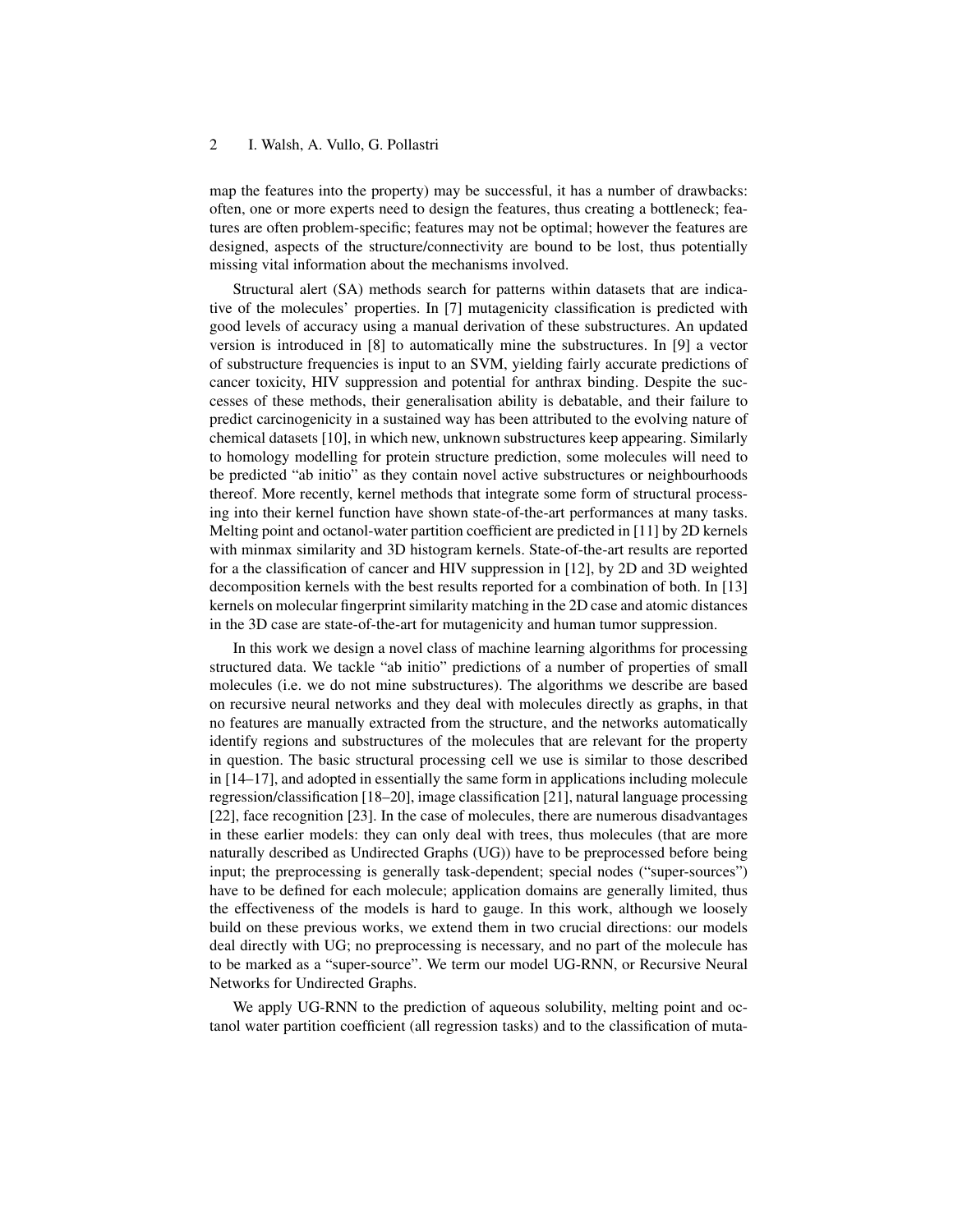map the features into the property) may be successful, it has a number of drawbacks: often, one or more experts need to design the features, thus creating a bottleneck; features are often problem-specific; features may not be optimal; however the features are designed, aspects of the structure/connectivity are bound to be lost, thus potentially missing vital information about the mechanisms involved.

Structural alert (SA) methods search for patterns within datasets that are indicative of the molecules' properties. In [7] mutagenicity classification is predicted with good levels of accuracy using a manual derivation of these substructures. An updated version is introduced in [8] to automatically mine the substructures. In [9] a vector of substructure frequencies is input to an SVM, yielding fairly accurate predictions of cancer toxicity, HIV suppression and potential for anthrax binding. Despite the successes of these methods, their generalisation ability is debatable, and their failure to predict carcinogenicity in a sustained way has been attributed to the evolving nature of chemical datasets [10], in which new, unknown substructures keep appearing. Similarly to homology modelling for protein structure prediction, some molecules will need to be predicted "ab initio" as they contain novel active substructures or neighbourhoods thereof. More recently, kernel methods that integrate some form of structural processing into their kernel function have shown state-of-the-art performances at many tasks. Melting point and octanol-water partition coefficient are predicted in [11] by 2D kernels with minmax similarity and 3D histogram kernels. State-of-the-art results are reported for a the classification of cancer and HIV suppression in [12], by 2D and 3D weighted decomposition kernels with the best results reported for a combination of both. In [13] kernels on molecular fingerprint similarity matching in the 2D case and atomic distances in the 3D case are state-of-the-art for mutagenicity and human tumor suppression.

In this work we design a novel class of machine learning algorithms for processing structured data. We tackle "ab initio" predictions of a number of properties of small molecules (i.e. we do not mine substructures). The algorithms we describe are based on recursive neural networks and they deal with molecules directly as graphs, in that no features are manually extracted from the structure, and the networks automatically identify regions and substructures of the molecules that are relevant for the property in question. The basic structural processing cell we use is similar to those described in [14–17], and adopted in essentially the same form in applications including molecule regression/classification [18–20], image classification [21], natural language processing [22], face recognition [23]. In the case of molecules, there are numerous disadvantages in these earlier models: they can only deal with trees, thus molecules (that are more naturally described as Undirected Graphs (UG)) have to be preprocessed before being input; the preprocessing is generally task-dependent; special nodes ("super-sources") have to be defined for each molecule; application domains are generally limited, thus the effectiveness of the models is hard to gauge. In this work, although we loosely build on these previous works, we extend them in two crucial directions: our models deal directly with UG; no preprocessing is necessary, and no part of the molecule has to be marked as a "super-source". We term our model UG-RNN, or Recursive Neural Networks for Undirected Graphs.

We apply UG-RNN to the prediction of aqueous solubility, melting point and octanol water partition coefficient (all regression tasks) and to the classification of muta-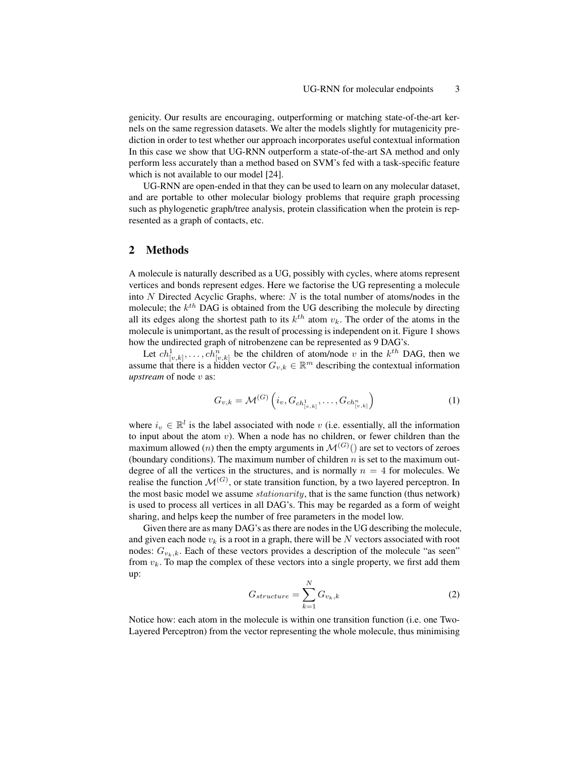genicity. Our results are encouraging, outperforming or matching state-of-the-art kernels on the same regression datasets. We alter the models slightly for mutagenicity prediction in order to test whether our approach incorporates useful contextual information In this case we show that UG-RNN outperform a state-of-the-art SA method and only perform less accurately than a method based on SVM's fed with a task-specific feature which is not available to our model [24].

UG-RNN are open-ended in that they can be used to learn on any molecular dataset, and are portable to other molecular biology problems that require graph processing such as phylogenetic graph/tree analysis, protein classification when the protein is represented as a graph of contacts, etc.

## 2 Methods

A molecule is naturally described as a UG, possibly with cycles, where atoms represent vertices and bonds represent edges. Here we factorise the UG representing a molecule into $N$ Directed Acyclic Graphs, where: $N$ is the total number of atoms/nodes in the molecule; the $k^{th}$ DAG is obtained from the UG describing the molecule by directing all its edges along the shortest path to its $k^{th}$ atom $v_k$. The order of the atoms in the molecule is unimportant, as the result of processing is independent on it. Figure 1 shows how the undirected graph of nitrobenzene can be represented as 9 DAG's.

Let $ch^1_{[v,k]}, \ldots, ch^n_{[v,k]}$ be the children of atom/node $v$ in the $k^{th}$ DAG, then we assume that there is a hidden vector $G_{v,k} \in \mathbb{R}^m$ describing the contextual information *upstream* of node $v$ as:

$$G_{v,k} = \mathcal{M}^{(G)}\left(i_v, G_{ch^1_{[v,k]}}, \ldots, G_{ch^n_{[v,k]}}\right) \tag{1}$$

where $i_v \in \mathbb{R}^l$ is the label associated with node $v$ (i.e. essentially, all the information to input about the atom $v$). When a node has no children, or fewer children than the maximum allowed ($n$) then the empty arguments in $\mathcal{M}^{(G)}()$ are set to vectors of zeroes (boundary conditions). The maximum number of children $n$ is set to the maximum out-degree of all the vertices in the structures, and is normally $n = 4$ for molecules. We realise the function $\mathcal{M}^{(G)}$, or state transition function, by a two layered perceptron. In the most basic model we assume *stationarity*, that is the same function (thus network) is used to process all vertices in all DAG's. This may be regarded as a form of weight sharing, and helps keep the number of free parameters in the model low.

Given there are as many DAG's as there are nodes in the UG describing the molecule, and given each node $v_k$ is a root in a graph, there will be $N$ vectors associated with root nodes: $G_{v_k,k}$. Each of these vectors provides a description of the molecule "as seen" from $v_k$. To map the complex of these vectors into a single property, we first add them up:

$$G_{structure} = \sum_{k=1}^{N} G_{v_k,k} \tag{2}$$

Notice how: each atom in the molecule is within one transition function (i.e. one Two-Layered Perceptron) from the vector representing the whole molecule, thus minimising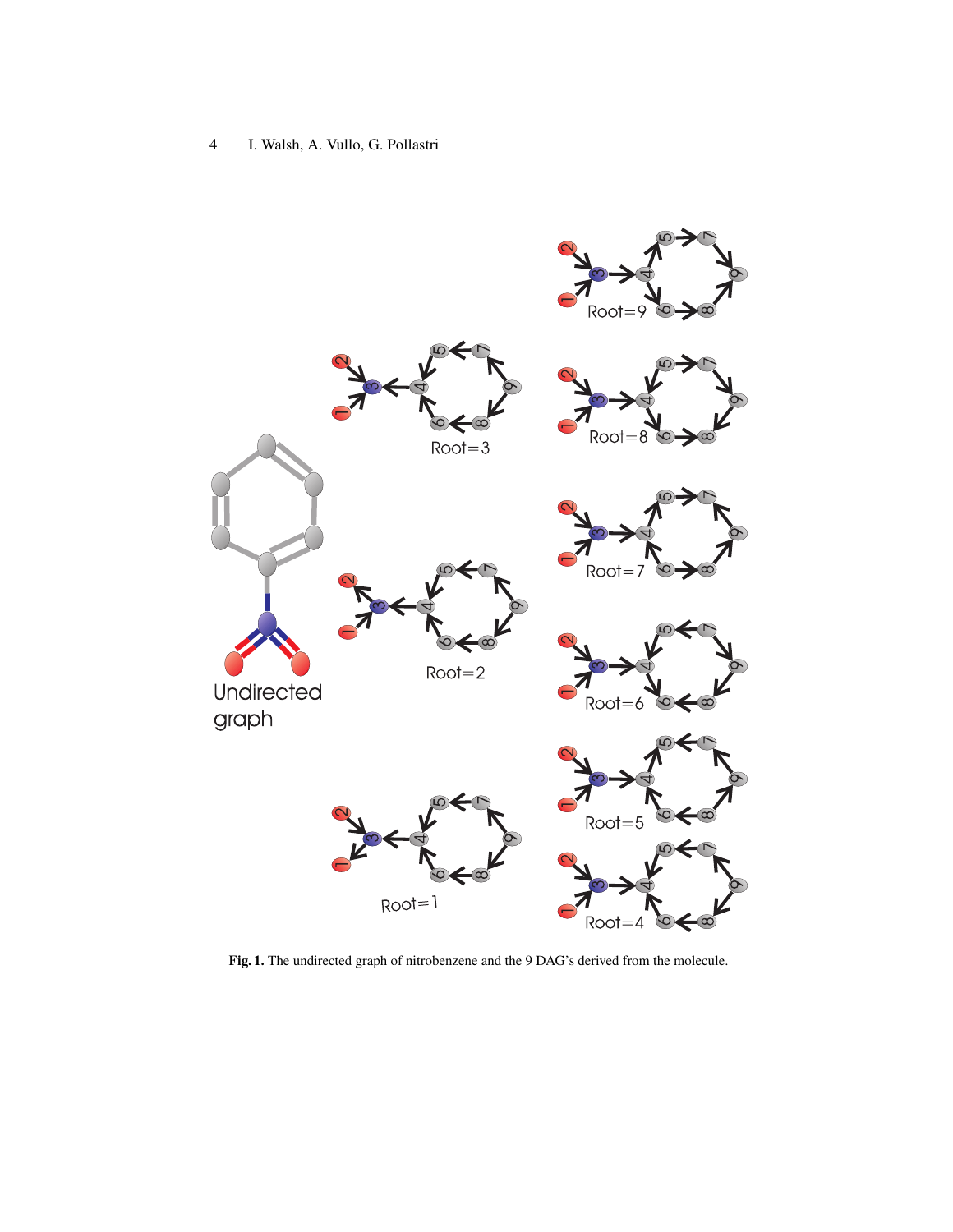**Fig. 1.** The undirected graph of nitrobenzene and the 9 DAG's derived from the molecule.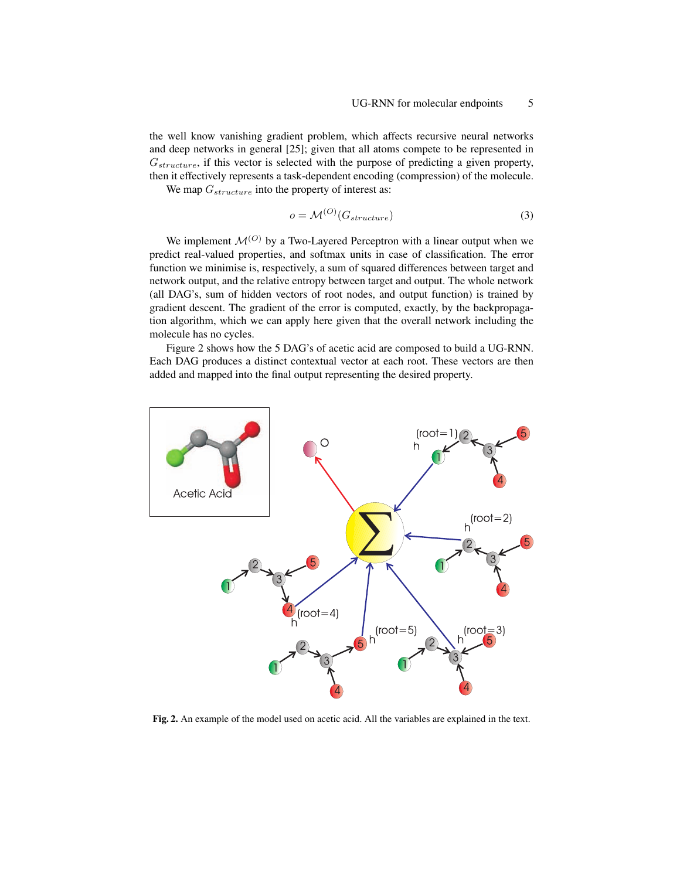the well know vanishing gradient problem, which affects recursive neural networks and deep networks in general [25]; given that all atoms compete to be represented in $G_{structure}$, if this vector is selected with the purpose of predicting a given property, then it effectively represents a task-dependent encoding (compression) of the molecule.

We map $G_{structure}$ into the property of interest as:

$$o = \mathcal{M}^{(O)}(G_{structure}) \tag{3}$$

We implement $\mathcal{M}^{(O)}$ by a Two-Layered Perceptron with a linear output when we predict real-valued properties, and softmax units in case of classification. The error function we minimise is, respectively, a sum of squared differences between target and network output, and the relative entropy between target and output. The whole network (all DAG's, sum of hidden vectors of root nodes, and output function) is trained by gradient descent. The gradient of the error is computed, exactly, by the backpropagation algorithm, which we can apply here given that the overall network including the molecule has no cycles.

Figure 2 shows how the 5 DAG's of acetic acid are composed to build a UG-RNN. Each DAG produces a distinct contextual vector at each root. These vectors are then added and mapped into the final output representing the desired property.

**Fig. 2.** An example of the model used on acetic acid. All the variables are explained in the text.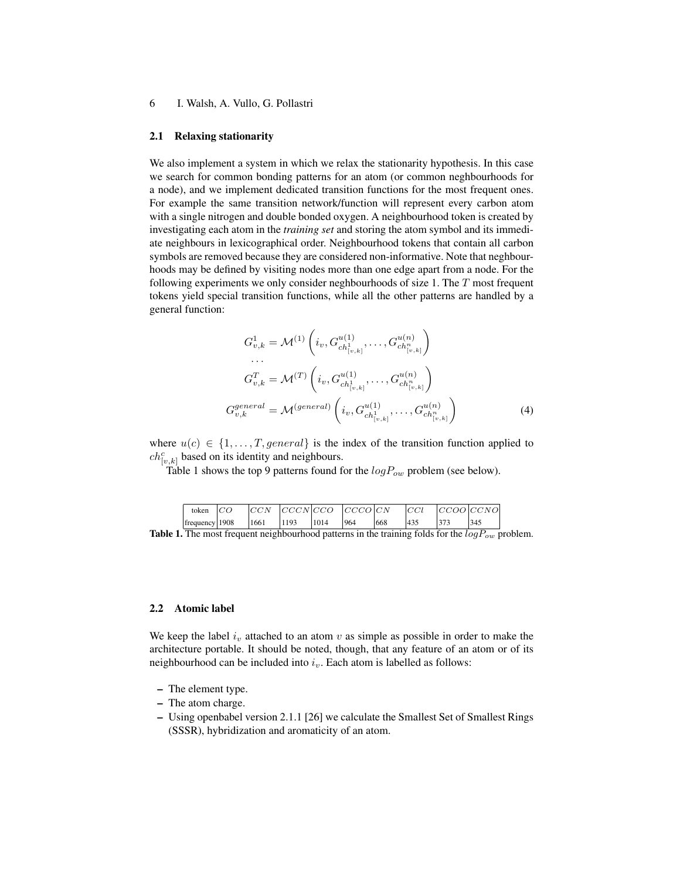### 2.1 Relaxing stationarity

We also implement a system in which we relax the stationarity hypothesis. In this case we search for common bonding patterns for an atom (or common neghbourhoods for a node), and we implement dedicated transition functions for the most frequent ones. For example the same transition network/function will represent every carbon atom with a single nitrogen and double bonded oxygen. A neighbourhood token is created by investigating each atom in the *training set* and storing the atom symbol and its immediate neighbours in lexicographical order. Neighbourhood tokens that contain all carbon symbols are removed because they are considered non-informative. Note that neghbourhoods may be defined by visiting nodes more than one edge apart from a node. For the following experiments we only consider neghbourhoods of size 1. The $T$ most frequent tokens yield special transition functions, while all the other patterns are handled by a general function:

$$
\begin{aligned}
G^{1}_{v,k} &= \mathcal{M}^{(1)}\left(i_v, G^{u(1)}_{ch^{1}_{[v,k]}}, \ldots, G^{u(n)}_{ch^{n}_{[v,k]}}\right) \\
&\ldots \\
G^{T}_{v,k} &= \mathcal{M}^{(T)}\left(i_v, G^{u(1)}_{ch^{1}_{[v,k]}}, \ldots, G^{u(n)}_{ch^{n}_{[v,k]}}\right) \\
G^{general}_{v,k} &= \mathcal{M}^{(general)}\left(i_v, G^{u(1)}_{ch^{1}_{[v,k]}}, \ldots, G^{u(n)}_{ch^{n}_{[v,k]}}\right)
\end{aligned}
\tag{4}
$$

where $u(c) \in \{1, \ldots, T, general\}$ is the index of the transition function applied to $ch^{c}_{[v,k]}$ based on its identity and neighbours.

Table 1 shows the top 9 patterns found for the $logP_{ow}$ problem (see below).

| token | $CO$ | $CCN$ | $CCCN$ | $CCO$ | $CCCO$ | $CN$ | $CCl$ | $CCOO$ | $CCNO$ |
|---|---|---|---|---|---|---|---|---|---|
| frequency | 1908 | 1661 | 1193 | 1014 | 964 | 668 | 435 | 373 | 345 |

**Table 1.** The most frequent neighbourhood patterns in the training folds for the $logP_{ow}$ problem.

### 2.2 Atomic label

We keep the label $i_v$ attached to an atom $v$ as simple as possible in order to make the architecture portable. It should be noted, though, that any feature of an atom or of its neighbourhood can be included into $i_v$. Each atom is labelled as follows:

- The element type.
- The atom charge.
- Using openbabel version 2.1.1 [26] we calculate the Smallest Set of Smallest Rings (SSSR), hybridization and aromaticity of an atom.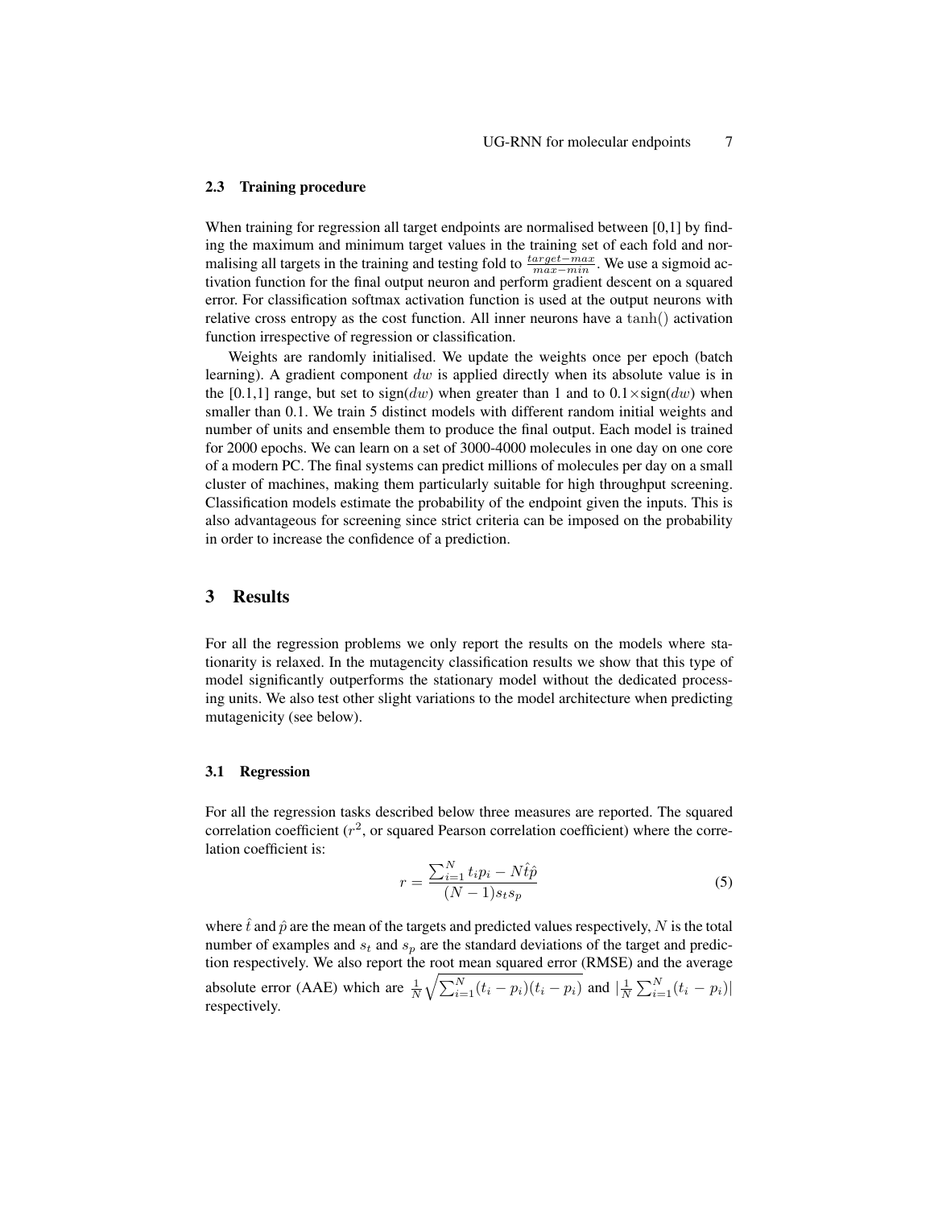### 2.3 Training procedure

When training for regression all target endpoints are normalised between [0,1] by finding the maximum and minimum target values in the training set of each fold and normalising all targets in the training and testing fold to $\frac{target-max}{max-min}$. We use a sigmoid activation function for the final output neuron and perform gradient descent on a squared error. For classification softmax activation function is used at the output neurons with relative cross entropy as the cost function. All inner neurons have a $\tanh()$ activation function irrespective of regression or classification.

Weights are randomly initialised. We update the weights once per epoch (batch learning). A gradient component $dw$ is applied directly when its absolute value is in the [0.1,1] range, but set to sign($dw$) when greater than 1 and to $0.1\times$sign($dw$) when smaller than 0.1. We train 5 distinct models with different random initial weights and number of units and ensemble them to produce the final output. Each model is trained for 2000 epochs. We can learn on a set of 3000-4000 molecules in one day on one core of a modern PC. The final systems can predict millions of molecules per day on a small cluster of machines, making them particularly suitable for high throughput screening. Classification models estimate the probability of the endpoint given the inputs. This is also advantageous for screening since strict criteria can be imposed on the probability in order to increase the confidence of a prediction.

## 3 Results

For all the regression problems we only report the results on the models where stationarity is relaxed. In the mutagencity classification results we show that this type of model significantly outperforms the stationary model without the dedicated processing units. We also test other slight variations to the model architecture when predicting mutagenicity (see below).

### 3.1 Regression

For all the regression tasks described below three measures are reported. The squared correlation coefficient ($r^2$, or squared Pearson correlation coefficient) where the correlation coefficient is:

$$r = \frac{\sum_{i=1}^{N} t_i p_i - N\hat{t}\hat{p}}{(N-1)s_t s_p} \tag{5}$$

where $\hat{t}$ and $\hat{p}$ are the mean of the targets and predicted values respectively, $N$ is the total number of examples and $s_t$ and $s_p$ are the standard deviations of the target and prediction respectively. We also report the root mean squared error (RMSE) and the average absolute error (AAE) which are $\frac{1}{N}\sqrt{\sum_{i=1}^{N}(t_i - p_i)(t_i - p_i)}$ and $|\frac{1}{N}\sum_{i=1}^{N}(t_i - p_i)|$ respectively.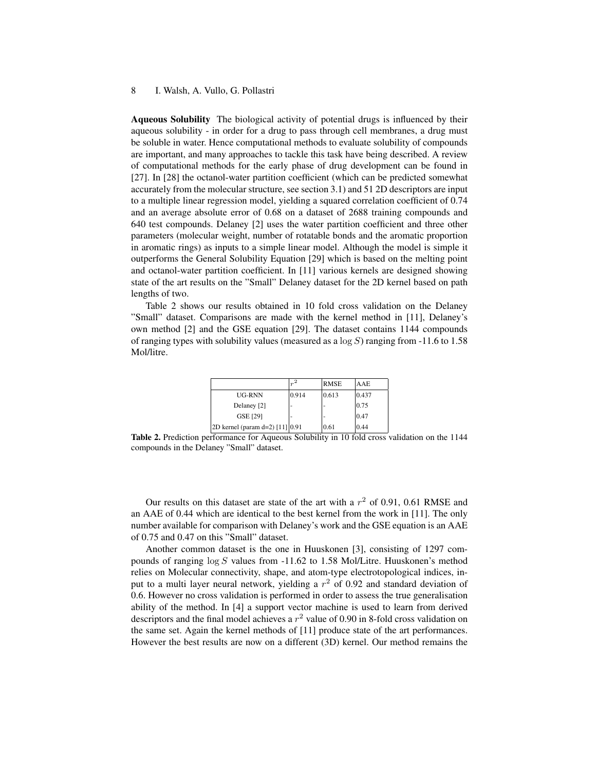**Aqueous Solubility** The biological activity of potential drugs is influenced by their aqueous solubility - in order for a drug to pass through cell membranes, a drug must be soluble in water. Hence computational methods to evaluate solubility of compounds are important, and many approaches to tackle this task have being described. A review of computational methods for the early phase of drug development can be found in [27]. In [28] the octanol-water partition coefficient (which can be predicted somewhat accurately from the molecular structure, see section 3.1) and 51 2D descriptors are input to a multiple linear regression model, yielding a squared correlation coefficient of 0.74 and an average absolute error of 0.68 on a dataset of 2688 training compounds and 640 test compounds. Delaney [2] uses the water partition coefficient and three other parameters (molecular weight, number of rotatable bonds and the aromatic proportion in aromatic rings) as inputs to a simple linear model. Although the model is simple it outperforms the General Solubility Equation [29] which is based on the melting point and octanol-water partition coefficient. In [11] various kernels are designed showing state of the art results on the "Small" Delaney dataset for the 2D kernel based on path lengths of two.

Table 2 shows our results obtained in 10 fold cross validation on the Delaney "Small" dataset. Comparisons are made with the kernel method in [11], Delaney's own method [2] and the GSE equation [29]. The dataset contains 1144 compounds of ranging types with solubility values (measured as a $\log S$) ranging from -11.6 to 1.58 Mol/litre.

| | $r^2$ | RMSE | AAE |
|---|---|---|---|
| UG-RNN | 0.914 | 0.613 | 0.437 |
| Delaney [2] | - | - | 0.75 |
| GSE [29] | - | - | 0.47 |
| 2D kernel (param d=2) [11] | 0.91 | 0.61 | 0.44 |

**Table 2.** Prediction performance for Aqueous Solubility in 10 fold cross validation on the 1144 compounds in the Delaney "Small" dataset.

Our results on this dataset are state of the art with a $r^2$ of 0.91, 0.61 RMSE and an AAE of 0.44 which are identical to the best kernel from the work in [11]. The only number available for comparison with Delaney's work and the GSE equation is an AAE of 0.75 and 0.47 on this "Small" dataset.

Another common dataset is the one in Huuskonen [3], consisting of 1297 compounds of ranging $\log S$ values from -11.62 to 1.58 Mol/Litre. Huuskonen's method relies on Molecular connectivity, shape, and atom-type electrotopological indices, input to a multi layer neural network, yielding a $r^2$ of 0.92 and standard deviation of 0.6. However no cross validation is performed in order to assess the true generalisation ability of the method. In [4] a support vector machine is used to learn from derived descriptors and the final model achieves a $r^2$ value of 0.90 in 8-fold cross validation on the same set. Again the kernel methods of [11] produce state of the art performances. However the best results are now on a different (3D) kernel. Our method remains the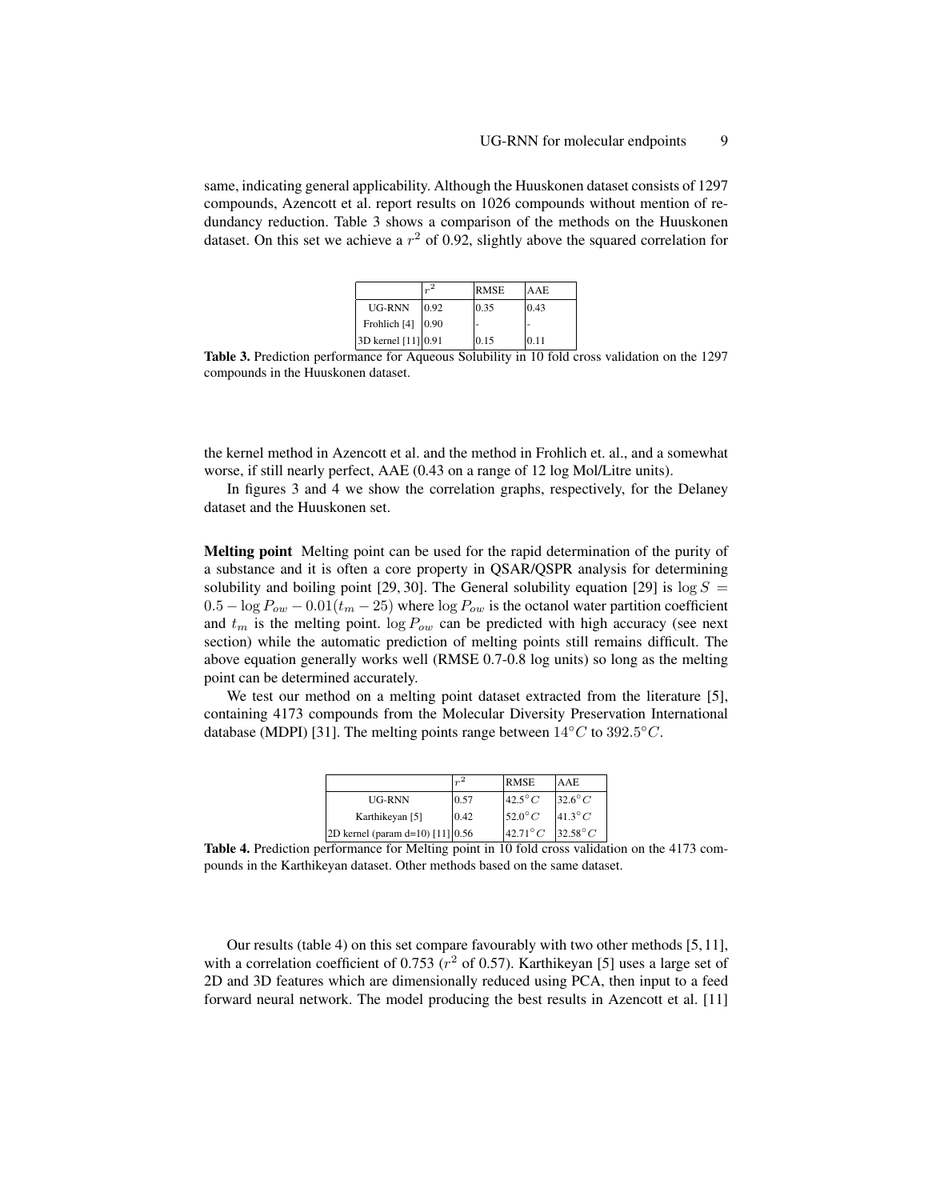same, indicating general applicability. Although the Huuskonen dataset consists of 1297 compounds, Azencott et al. report results on 1026 compounds without mention of redundancy reduction. Table 3 shows a comparison of the methods on the Huuskonen dataset. On this set we achieve a $r^2$ of 0.92, slightly above the squared correlation for

| | $r^2$ | RMSE | AAE |
|---|---|---|---|
| UG-RNN | 0.92 | 0.35 | 0.43 |
| Frohlich [4] | 0.90 | - | - |
| 3D kernel [11] | 0.91 | 0.15 | 0.11 |

**Table 3.** Prediction performance for Aqueous Solubility in 10 fold cross validation on the 1297 compounds in the Huuskonen dataset.

the kernel method in Azencott et al. and the method in Frohlich et. al., and a somewhat worse, if still nearly perfect, AAE (0.43 on a range of 12 log Mol/Litre units).

In figures 3 and 4 we show the correlation graphs, respectively, for the Delaney dataset and the Huuskonen set.

**Melting point** Melting point can be used for the rapid determination of the purity of a substance and it is often a core property in QSAR/QSPR analysis for determining solubility and boiling point [29, 30]. The General solubility equation [29] is $\log S = 0.5 - \log P_{ow} - 0.01(t_m - 25)$ where $\log P_{ow}$ is the octanol water partition coefficient and $t_m$ is the melting point. $\log P_{ow}$ can be predicted with high accuracy (see next section) while the automatic prediction of melting points still remains difficult. The above equation generally works well (RMSE 0.7-0.8 log units) so long as the melting point can be determined accurately.

We test our method on a melting point dataset extracted from the literature [5], containing 4173 compounds from the Molecular Diversity Preservation International database (MDPI) [31]. The melting points range between $14°C$ to $392.5°C$.

| | $r^2$ | RMSE | AAE |
|---|---|---|---|
| UG-RNN | 0.57 | $42.5°C$ | $32.6°C$ |
| Karthikeyan [5] | 0.42 | $52.0°C$ | $41.3°C$ |
| 2D kernel (param d=10) [11] | 0.56 | $42.71°C$ | $32.58°C$ |

**Table 4.** Prediction performance for Melting point in 10 fold cross validation on the 4173 compounds in the Karthikeyan dataset. Other methods based on the same dataset.

Our results (table 4) on this set compare favourably with two other methods [5, 11], with a correlation coefficient of 0.753 ($r^2$ of 0.57). Karthikeyan [5] uses a large set of 2D and 3D features which are dimensionally reduced using PCA, then input to a feed forward neural network. The model producing the best results in Azencott et al. [11]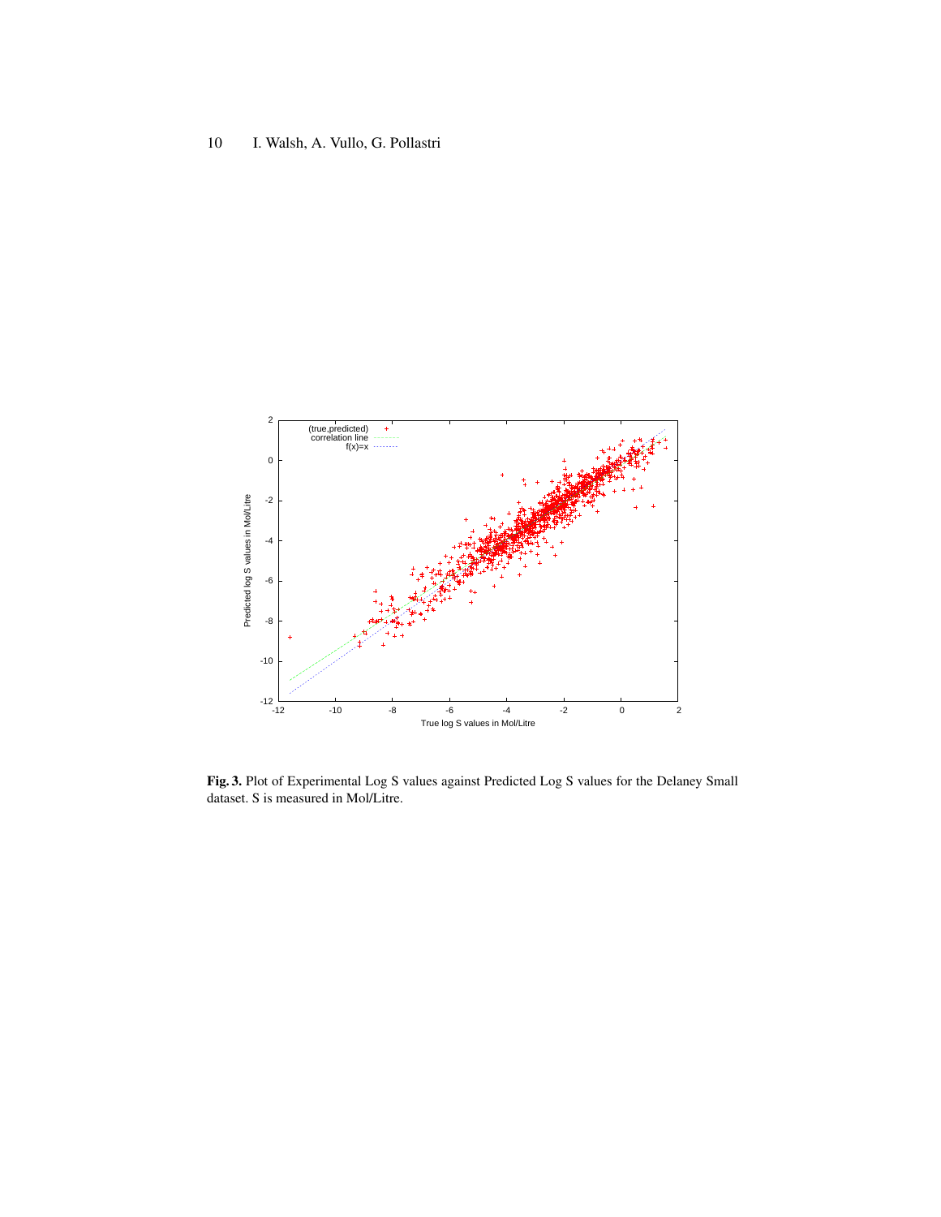**Fig. 3.** Plot of Experimental Log S values against Predicted Log S values for the Delaney Small dataset. S is measured in Mol/Litre.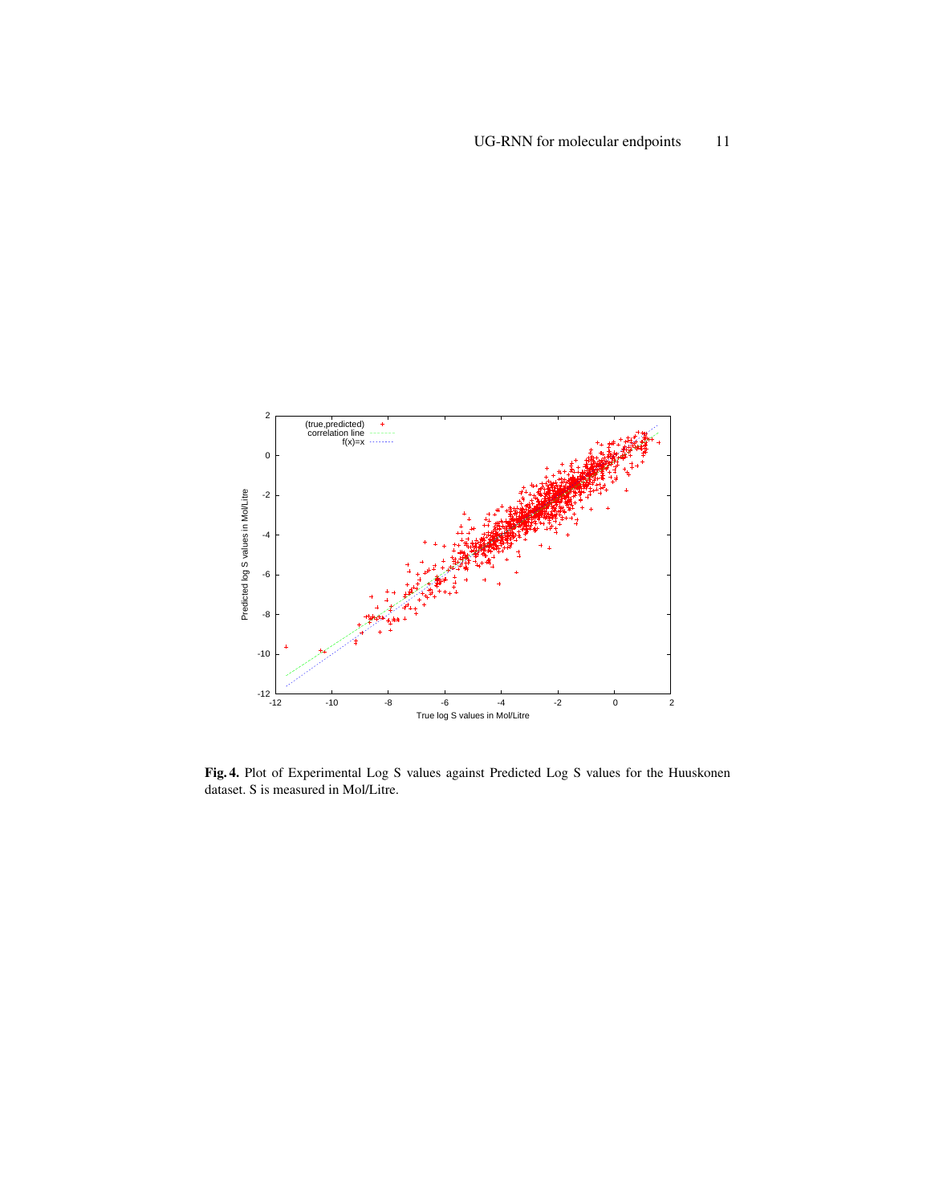**Fig. 4.** Plot of Experimental Log S values against Predicted Log S values for the Huuskonen dataset. S is measured in Mol/Litre.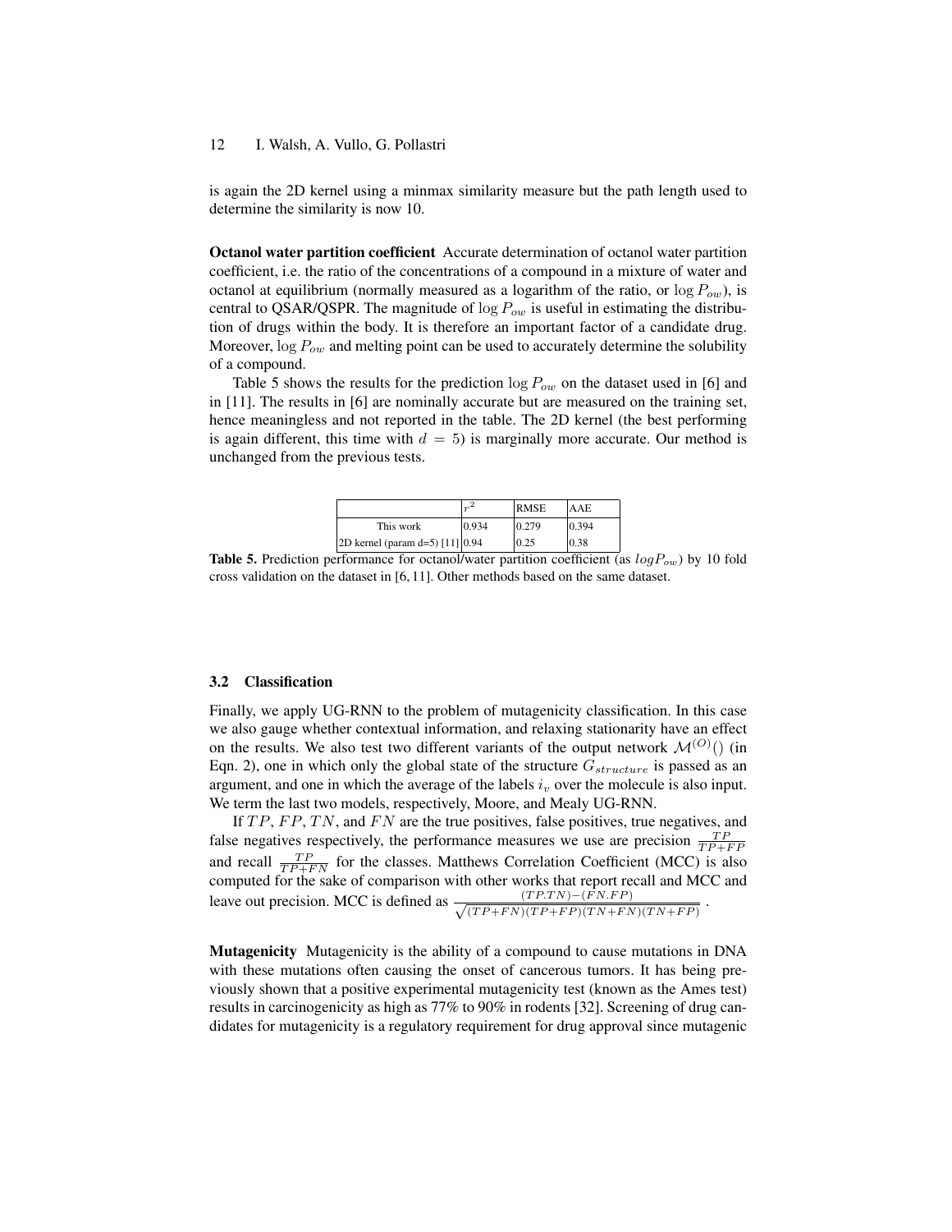is again the 2D kernel using a minmax similarity measure but the path length used to determine the similarity is now 10.

**Octanol water partition coefficient** Accurate determination of octanol water partition coefficient, i.e. the ratio of the concentrations of a compound in a mixture of water and octanol at equilibrium (normally measured as a logarithm of the ratio, or $\log P_{ow}$), is central to QSAR/QSPR. The magnitude of $\log P_{ow}$ is useful in estimating the distribution of drugs within the body. It is therefore an important factor of a candidate drug. Moreover, $\log P_{ow}$ and melting point can be used to accurately determine the solubility of a compound.

Table 5 shows the results for the prediction $\log P_{ow}$ on the dataset used in [6] and in [11]. The results in [6] are nominally accurate but are measured on the training set, hence meaningless and not reported in the table. The 2D kernel (the best performing is again different, this time with $d = 5$) is marginally more accurate. Our method is unchanged from the previous tests.

| | $r^2$ | RMSE | AAE |
|---|---|---|---|
| This work | 0.934 | 0.279 | 0.394 |
| 2D kernel (param d=5) [11] | 0.94 | 0.25 | 0.38 |

**Table 5.** Prediction performance for octanol/water partition coefficient (as $logP_{ow}$) by 10 fold cross validation on the dataset in [6, 11]. Other methods based on the same dataset.

### 3.2 Classification

Finally, we apply UG-RNN to the problem of mutagenicity classification. In this case we also gauge whether contextual information, and relaxing stationarity have an effect on the results. We also test two different variants of the output network $\mathcal{M}^{(O)}()$ (in Eqn. 2), one in which only the global state of the structure $G_{structure}$ is passed as an argument, and one in which the average of the labels $i_v$ over the molecule is also input. We term the last two models, respectively, Moore, and Mealy UG-RNN.

If $TP$, $FP$, $TN$, and $FN$ are the true positives, false positives, true negatives, and false negatives respectively, the performance measures we use are precision $\frac{TP}{TP+FP}$ and recall $\frac{TP}{TP+FN}$ for the classes. Matthews Correlation Coefficient (MCC) is also computed for the sake of comparison with other works that report recall and MCC and leave out precision. MCC is defined as $\frac{(TP.TN)-(FN.FP)}{\sqrt{(TP+FN)(TP+FP)(TN+FN)(TN+FP)}}$.

**Mutagenicity** Mutagenicity is the ability of a compound to cause mutations in DNA with these mutations often causing the onset of cancerous tumors. It has being previously shown that a positive experimental mutagenicity test (known as the Ames test) results in carcinogenicity as high as 77% to 90% in rodents [32]. Screening of drug candidates for mutagenicity is a regulatory requirement for drug approval since mutagenic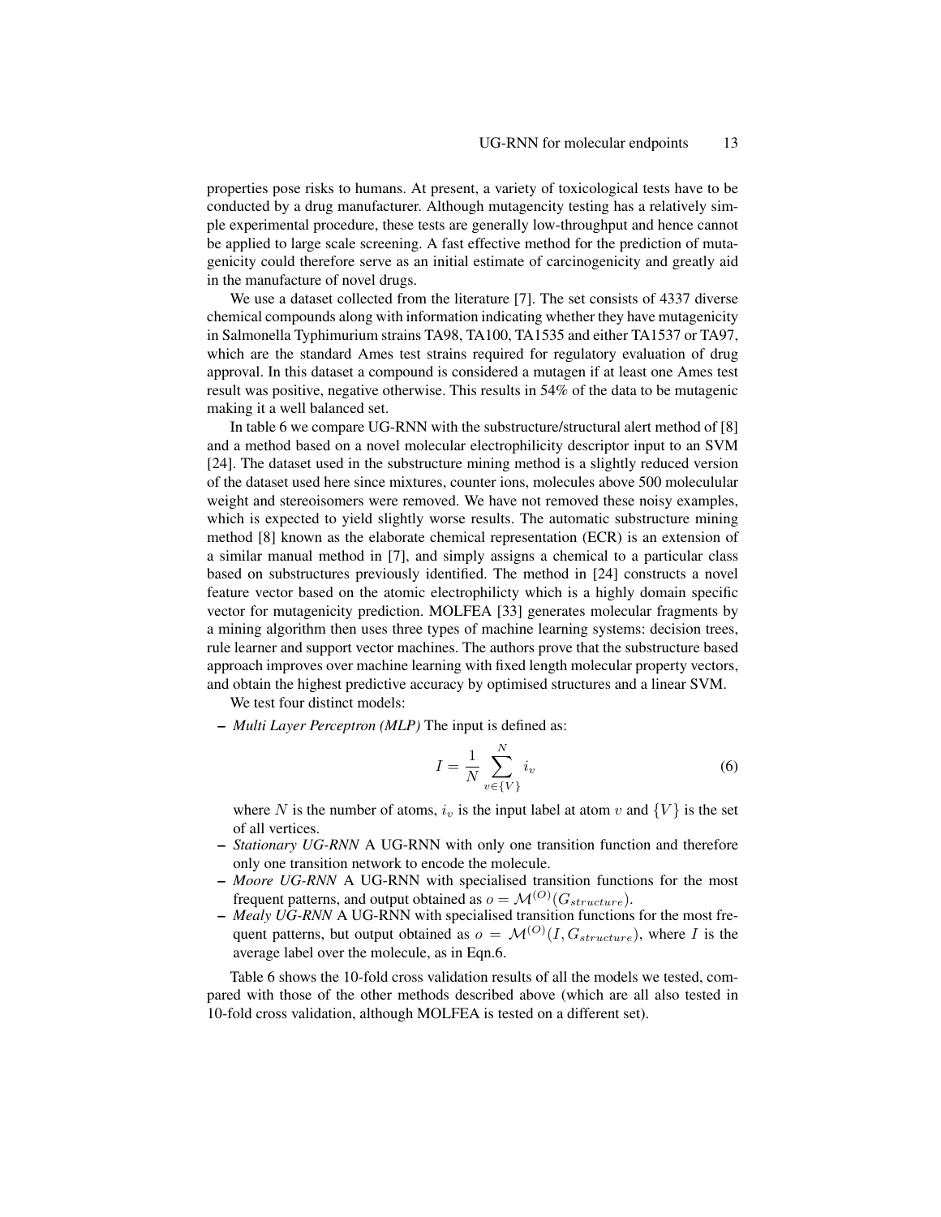properties pose risks to humans. At present, a variety of toxicological tests have to be conducted by a drug manufacturer. Although mutagencity testing has a relatively simple experimental procedure, these tests are generally low-throughput and hence cannot be applied to large scale screening. A fast effective method for the prediction of mutagenicity could therefore serve as an initial estimate of carcinogenicity and greatly aid in the manufacture of novel drugs.

We use a dataset collected from the literature [7]. The set consists of 4337 diverse chemical compounds along with information indicating whether they have mutagenicity in Salmonella Typhimurium strains TA98, TA100, TA1535 and either TA1537 or TA97, which are the standard Ames test strains required for regulatory evaluation of drug approval. In this dataset a compound is considered a mutagen if at least one Ames test result was positive, negative otherwise. This results in 54% of the data to be mutagenic making it a well balanced set.

In table 6 we compare UG-RNN with the substructure/structural alert method of [8] and a method based on a novel molecular electrophilicity descriptor input to an SVM [24]. The dataset used in the substructure mining method is a slightly reduced version of the dataset used here since mixtures, counter ions, molecules above 500 moleculular weight and stereoisomers were removed. We have not removed these noisy examples, which is expected to yield slightly worse results. The automatic substructure mining method [8] known as the elaborate chemical representation (ECR) is an extension of a similar manual method in [7], and simply assigns a chemical to a particular class based on substructures previously identified. The method in [24] constructs a novel feature vector based on the atomic electrophilicty which is a highly domain specific vector for mutagenicity prediction. MOLFEA [33] generates molecular fragments by a mining algorithm then uses three types of machine learning systems: decision trees, rule learner and support vector machines. The authors prove that the substructure based approach improves over machine learning with fixed length molecular property vectors, and obtain the highest predictive accuracy by optimised structures and a linear SVM.

We test four distinct models:

- *Multi Layer Perceptron (MLP)* The input is defined as:

$$I = \frac{1}{N} \sum_{v \in \{V\}}^{N} i_v \tag{6}$$

  where $N$ is the number of atoms, $i_v$ is the input label at atom $v$ and $\{V\}$ is the set of all vertices.
- *Stationary UG-RNN* A UG-RNN with only one transition function and therefore only one transition network to encode the molecule.
- *Moore UG-RNN* A UG-RNN with specialised transition functions for the most frequent patterns, and output obtained as $o = \mathcal{M}^{(O)}(G_{structure})$.
- *Mealy UG-RNN* A UG-RNN with specialised transition functions for the most frequent patterns, but output obtained as $o = \mathcal{M}^{(O)}(I, G_{structure})$, where $I$ is the average label over the molecule, as in Eqn.6.

Table 6 shows the 10-fold cross validation results of all the models we tested, compared with those of the other methods described above (which are all also tested in 10-fold cross validation, although MOLFEA is tested on a different set).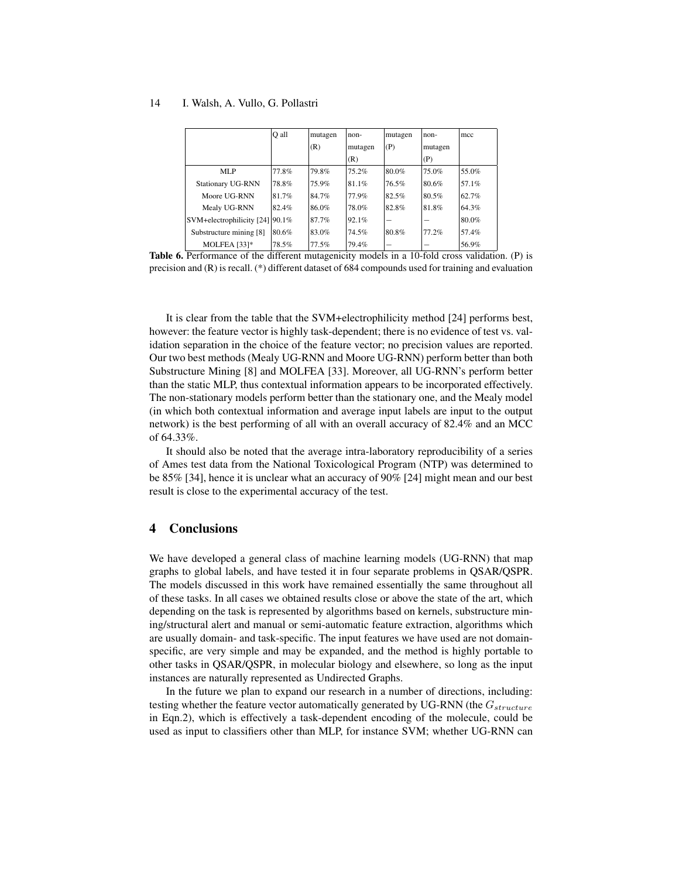| | Q all | mutagen (R) | non-mutagen (R) | mutagen (P) | non-mutagen (P) | mcc |
|---|---|---|---|---|---|---|
| MLP | 77.8% | 79.8% | 75.2% | 80.0% | 75.0% | 55.0% |
| Stationary UG-RNN | 78.8% | 75.9% | 81.1% | 76.5% | 80.6% | 57.1% |
| Moore UG-RNN | 81.7% | 84.7% | 77.9% | 82.5% | 80.5% | 62.7% |
| Mealy UG-RNN | 82.4% | 86.0% | 78.0% | 82.8% | 81.8% | 64.3% |
| SVM+electrophilicity [24] | 90.1% | 87.7% | 92.1% | – | – | 80.0% |
| Substructure mining [8] | 80.6% | 83.0% | 74.5% | 80.8% | 77.2% | 57.4% |
| MOLFEA [33]* | 78.5% | 77.5% | 79.4% | – | – | 56.9% |

**Table 6.** Performance of the different mutagenicity models in a 10-fold cross validation. (P) is precision and (R) is recall. (*) different dataset of 684 compounds used for training and evaluation

It is clear from the table that the SVM+electrophilicity method [24] performs best, however: the feature vector is highly task-dependent; there is no evidence of test vs. validation separation in the choice of the feature vector; no precision values are reported. Our two best methods (Mealy UG-RNN and Moore UG-RNN) perform better than both Substructure Mining [8] and MOLFEA [33]. Moreover, all UG-RNN's perform better than the static MLP, thus contextual information appears to be incorporated effectively. The non-stationary models perform better than the stationary one, and the Mealy model (in which both contextual information and average input labels are input to the output network) is the best performing of all with an overall accuracy of 82.4% and an MCC of 64.33%.

It should also be noted that the average intra-laboratory reproducibility of a series of Ames test data from the National Toxicological Program (NTP) was determined to be 85% [34], hence it is unclear what an accuracy of 90% [24] might mean and our best result is close to the experimental accuracy of the test.

## 4 Conclusions

We have developed a general class of machine learning models (UG-RNN) that map graphs to global labels, and have tested it in four separate problems in QSAR/QSPR. The models discussed in this work have remained essentially the same throughout all of these tasks. In all cases we obtained results close or above the state of the art, which depending on the task is represented by algorithms based on kernels, substructure mining/structural alert and manual or semi-automatic feature extraction, algorithms which are usually domain- and task-specific. The input features we have used are not domain-specific, are very simple and may be expanded, and the method is highly portable to other tasks in QSAR/QSPR, in molecular biology and elsewhere, so long as the input instances are naturally represented as Undirected Graphs.

In the future we plan to expand our research in a number of directions, including: testing whether the feature vector automatically generated by UG-RNN (the $G_{structure}$ in Eqn.2), which is effectively a task-dependent encoding of the molecule, could be used as input to classifiers other than MLP, for instance SVM; whether UG-RNN can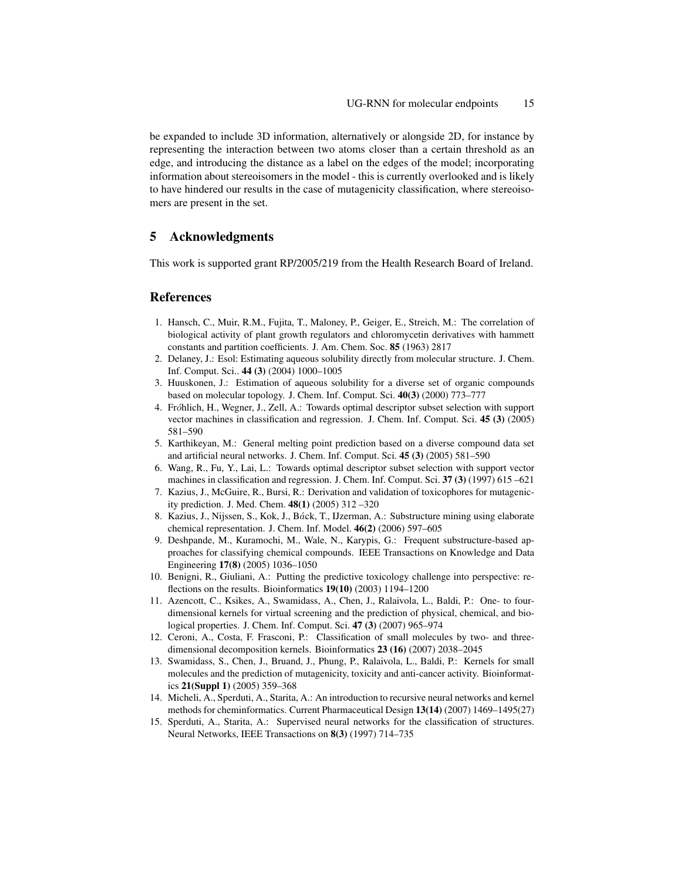be expanded to include 3D information, alternatively or alongside 2D, for instance by representing the interaction between two atoms closer than a certain threshold as an edge, and introducing the distance as a label on the edges of the model; incorporating information about stereoisomers in the model - this is currently overlooked and is likely to have hindered our results in the case of mutagenicity classification, where stereoisomers are present in the set.

## 5 Acknowledgments

This work is supported grant RP/2005/219 from the Health Research Board of Ireland.

## References

1. Hansch, C., Muir, R.M., Fujita, T., Maloney, P., Geiger, E., Streich, M.: The correlation of biological activity of plant growth regulators and chloromycetin derivatives with hammett constants and partition coefficients. J. Am. Chem. Soc. **85** (1963) 2817
2. Delaney, J.: Esol: Estimating aqueous solubility directly from molecular structure. J. Chem. Inf. Comput. Sci.. **44 (3)** (2004) 1000–1005
3. Huuskonen, J.: Estimation of aqueous solubility for a diverse set of organic compounds based on molecular topology. J. Chem. Inf. Comput. Sci. **40(3)** (2000) 773–777
4. Fróhlich, H., Wegner, J., Zell, A.: Towards optimal descriptor subset selection with support vector machines in classification and regression. J. Chem. Inf. Comput. Sci. **45 (3)** (2005) 581–590
5. Karthikeyan, M.: General melting point prediction based on a diverse compound data set and artificial neural networks. J. Chem. Inf. Comput. Sci. **45 (3)** (2005) 581–590
6. Wang, R., Fu, Y., Lai, L.: Towards optimal descriptor subset selection with support vector machines in classification and regression. J. Chem. Inf. Comput. Sci. **37 (3)** (1997) 615 –621
7. Kazius, J., McGuire, R., Bursi, R.: Derivation and validation of toxicophores for mutagenicity prediction. J. Med. Chem. **48(1)** (2005) 312 –320
8. Kazius, J., Nijssen, S., Kok, J., Báck, T., IJzerman, A.: Substructure mining using elaborate chemical representation. J. Chem. Inf. Model. **46(2)** (2006) 597–605
9. Deshpande, M., Kuramochi, M., Wale, N., Karypis, G.: Frequent substructure-based approaches for classifying chemical compounds. IEEE Transactions on Knowledge and Data Engineering **17(8)** (2005) 1036–1050
10. Benigni, R., Giuliani, A.: Putting the predictive toxicology challenge into perspective: reflections on the results. Bioinformatics **19(10)** (2003) 1194–1200
11. Azencott, C., Ksikes, A., Swamidass, A., Chen, J., Ralaivola, L., Baldi, P.: One- to four-dimensional kernels for virtual screening and the prediction of physical, chemical, and biological properties. J. Chem. Inf. Comput. Sci. **47 (3)** (2007) 965–974
12. Ceroni, A., Costa, F. Frasconi, P.: Classification of small molecules by two- and three-dimensional decomposition kernels. Bioinformatics **23 (16)** (2007) 2038–2045
13. Swamidass, S., Chen, J., Bruand, J., Phung, P., Ralaivola, L., Baldi, P.: Kernels for small molecules and the prediction of mutagenicity, toxicity and anti-cancer activity. Bioinformatics **21(Suppl 1)** (2005) 359–368
14. Micheli, A., Sperduti, A., Starita, A.: An introduction to recursive neural networks and kernel methods for cheminformatics. Current Pharmaceutical Design **13(14)** (2007) 1469–1495(27)
15. Sperduti, A., Starita, A.: Supervised neural networks for the classification of structures. Neural Networks, IEEE Transactions on **8(3)** (1997) 714–735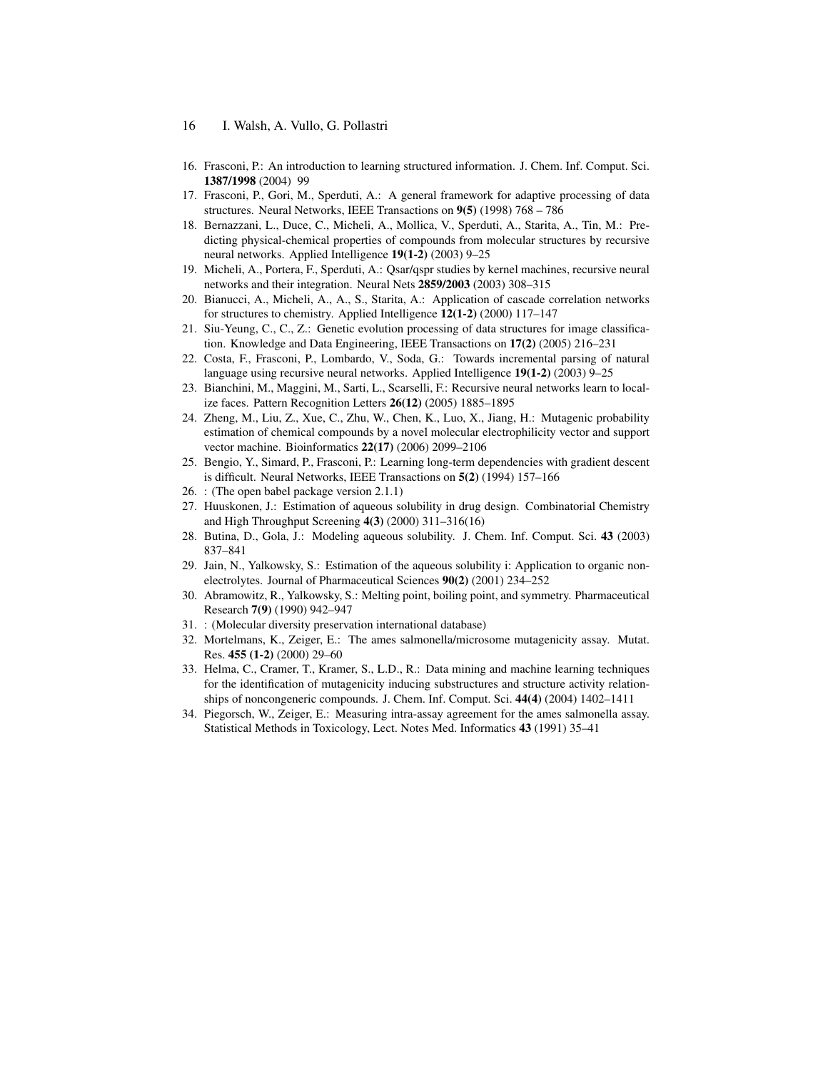16. Frasconi, P.: An introduction to learning structured information. J. Chem. Inf. Comput. Sci. **1387/1998** (2004) 99
17. Frasconi, P., Gori, M., Sperduti, A.: A general framework for adaptive processing of data structures. Neural Networks, IEEE Transactions on **9(5)** (1998) 768 – 786
18. Bernazzani, L., Duce, C., Micheli, A., Mollica, V., Sperduti, A., Starita, A., Tin, M.: Predicting physical-chemical properties of compounds from molecular structures by recursive neural networks. Applied Intelligence **19(1-2)** (2003) 9–25
19. Micheli, A., Portera, F., Sperduti, A.: Qsar/qspr studies by kernel machines, recursive neural networks and their integration. Neural Nets **2859/2003** (2003) 308–315
20. Bianucci, A., Micheli, A., A., S., Starita, A.: Application of cascade correlation networks for structures to chemistry. Applied Intelligence **12(1-2)** (2000) 117–147
21. Siu-Yeung, C., C., Z.: Genetic evolution processing of data structures for image classification. Knowledge and Data Engineering, IEEE Transactions on **17(2)** (2005) 216–231
22. Costa, F., Frasconi, P., Lombardo, V., Soda, G.: Towards incremental parsing of natural language using recursive neural networks. Applied Intelligence **19(1-2)** (2003) 9–25
23. Bianchini, M., Maggini, M., Sarti, L., Scarselli, F.: Recursive neural networks learn to localize faces. Pattern Recognition Letters **26(12)** (2005) 1885–1895
24. Zheng, M., Liu, Z., Xue, C., Zhu, W., Chen, K., Luo, X., Jiang, H.: Mutagenic probability estimation of chemical compounds by a novel molecular electrophilicity vector and support vector machine. Bioinformatics **22(17)** (2006) 2099–2106
25. Bengio, Y., Simard, P., Frasconi, P.: Learning long-term dependencies with gradient descent is difficult. Neural Networks, IEEE Transactions on **5(2)** (1994) 157–166
26. : (The open babel package version 2.1.1)
27. Huuskonen, J.: Estimation of aqueous solubility in drug design. Combinatorial Chemistry and High Throughput Screening **4(3)** (2000) 311–316(16)
28. Butina, D., Gola, J.: Modeling aqueous solubility. J. Chem. Inf. Comput. Sci. **43** (2003) 837–841
29. Jain, N., Yalkowsky, S.: Estimation of the aqueous solubility i: Application to organic nonelectrolytes. Journal of Pharmaceutical Sciences **90(2)** (2001) 234–252
30. Abramowitz, R., Yalkowsky, S.: Melting point, boiling point, and symmetry. Pharmaceutical Research **7(9)** (1990) 942–947
31. : (Molecular diversity preservation international database)
32. Mortelmans, K., Zeiger, E.: The ames salmonella/microsome mutagenicity assay. Mutat. Res. **455 (1-2)** (2000) 29–60
33. Helma, C., Cramer, T., Kramer, S., L.D., R.: Data mining and machine learning techniques for the identification of mutagenicity inducing substructures and structure activity relationships of noncongeneric compounds. J. Chem. Inf. Comput. Sci. **44(4)** (2004) 1402–1411
34. Piegorsch, W., Zeiger, E.: Measuring intra-assay agreement for the ames salmonella assay. Statistical Methods in Toxicology, Lect. Notes Med. Informatics **43** (1991) 35–41